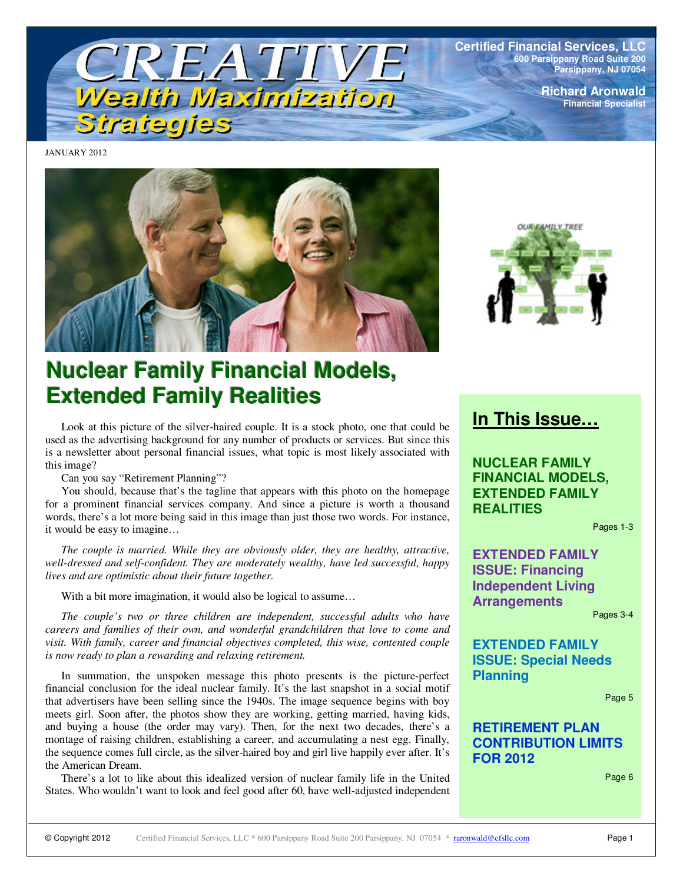# CREATIVE Wealth Maximization Strategies

**Certified Financial Services, LLC**
600 Parsippany Road Suite 200
Parsippany, NJ 07054

**Richard Aronwald**
Financial Specialist

JANUARY 2012

## Nuclear Family Financial Models, Extended Family Realities

Look at this picture of the silver-haired couple. It is a stock photo, one that could be used as the advertising background for any number of products or services. But since this is a newsletter about personal financial issues, what topic is most likely associated with this image?

Can you say "Retirement Planning"?

You should, because that's the tagline that appears with this photo on the homepage for a prominent financial services company. And since a picture is worth a thousand words, there's a lot more being said in this image than just those two words. For instance, it would be easy to imagine…

*The couple is married. While they are obviously older, they are healthy, attractive, well-dressed and self-confident. They are moderately wealthy, have led successful, happy lives and are optimistic about their future together.*

With a bit more imagination, it would also be logical to assume…

*The couple's two or three children are independent, successful adults who have careers and families of their own, and wonderful grandchildren that love to come and visit. With family, career and financial objectives completed, this wise, contented couple is now ready to plan a rewarding and relaxing retirement.*

In summation, the unspoken message this photo presents is the picture-perfect financial conclusion for the ideal nuclear family. It's the last snapshot in a social motif that advertisers have been selling since the 1940s. The image sequence begins with boy meets girl. Soon after, the photos show they are working, getting married, having kids, and buying a house (the order may vary). Then, for the next two decades, there's a montage of raising children, establishing a career, and accumulating a nest egg. Finally, the sequence comes full circle, as the silver-haired boy and girl live happily ever after. It's the American Dream.

There's a lot to like about this idealized version of nuclear family life in the United States. Who wouldn't want to look and feel good after 60, have well-adjusted independent

## In This Issue…

**NUCLEAR FAMILY FINANCIAL MODELS, EXTENDED FAMILY REALITIES** — Pages 1-3

**EXTENDED FAMILY ISSUE: Financing Independent Living Arrangements** — Pages 3-4

**EXTENDED FAMILY ISSUE: Special Needs Planning** — Page 5

**RETIREMENT PLAN CONTRIBUTION LIMITS FOR 2012** — Page 6

© Copyright 2012 Certified Financial Services, LLC * 600 Parsippany Road Suite 200 Parsippany, NJ 07054 * raronwald@cfsllc.com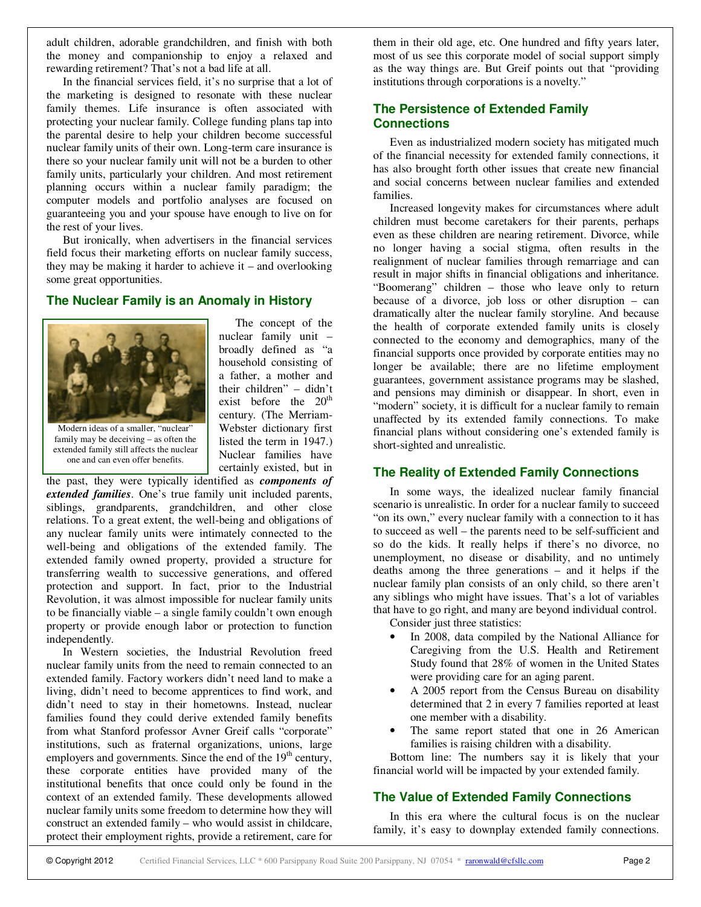adult children, adorable grandchildren, and finish with both the money and companionship to enjoy a relaxed and rewarding retirement? That's not a bad life at all.

In the financial services field, it's no surprise that a lot of the marketing is designed to resonate with these nuclear family themes. Life insurance is often associated with protecting your nuclear family. College funding plans tap into the parental desire to help your children become successful nuclear family units of their own. Long-term care insurance is there so your nuclear family unit will not be a burden to other family units, particularly your children. And most retirement planning occurs within a nuclear family paradigm; the computer models and portfolio analyses are focused on guaranteeing you and your spouse have enough to live on for the rest of your lives.

But ironically, when advertisers in the financial services field focus their marketing efforts on nuclear family success, they may be making it harder to achieve it – and overlooking some great opportunities.

## The Nuclear Family is an Anomaly in History

Modern ideas of a smaller, "nuclear" family may be deceiving – as often the extended family still affects the nuclear one and can even offer benefits.

The concept of the nuclear family unit – broadly defined as "a household consisting of a father, a mother and their children" – didn't exist before the 20th century. (The Merriam-Webster dictionary first listed the term in 1947.) Nuclear families have certainly existed, but in the past, they were typically identified as ***components of extended families***. One's true family unit included parents, siblings, grandparents, grandchildren, and other close relations. To a great extent, the well-being and obligations of any nuclear family units were intimately connected to the well-being and obligations of the extended family. The extended family owned property, provided a structure for transferring wealth to successive generations, and offered protection and support. In fact, prior to the Industrial Revolution, it was almost impossible for nuclear family units to be financially viable – a single family couldn't own enough property or provide enough labor or protection to function independently.

In Western societies, the Industrial Revolution freed nuclear family units from the need to remain connected to an extended family. Factory workers didn't need land to make a living, didn't need to become apprentices to find work, and didn't need to stay in their hometowns. Instead, nuclear families found they could derive extended family benefits from what Stanford professor Avner Greif calls "corporate" institutions, such as fraternal organizations, unions, large employers and governments. Since the end of the 19th century, these corporate entities have provided many of the institutional benefits that once could only be found in the context of an extended family. These developments allowed nuclear family units some freedom to determine how they will construct an extended family – who would assist in childcare, protect their employment rights, provide a retirement, care for them in their old age, etc. One hundred and fifty years later, most of us see this corporate model of social support simply as the way things are. But Greif points out that "providing institutions through corporations is a novelty."

## The Persistence of Extended Family Connections

Even as industrialized modern society has mitigated much of the financial necessity for extended family connections, it has also brought forth other issues that create new financial and social concerns between nuclear families and extended families.

Increased longevity makes for circumstances where adult children must become caretakers for their parents, perhaps even as these children are nearing retirement. Divorce, while no longer having a social stigma, often results in the realignment of nuclear families through remarriage and can result in major shifts in financial obligations and inheritance. "Boomerang" children – those who leave only to return because of a divorce, job loss or other disruption – can dramatically alter the nuclear family storyline. And because the health of corporate extended family units is closely connected to the economy and demographics, many of the financial supports once provided by corporate entities may no longer be available; there are no lifetime employment guarantees, government assistance programs may be slashed, and pensions may diminish or disappear. In short, even in "modern" society, it is difficult for a nuclear family to remain unaffected by its extended family connections. To make financial plans without considering one's extended family is short-sighted and unrealistic.

## The Reality of Extended Family Connections

In some ways, the idealized nuclear family financial scenario is unrealistic. In order for a nuclear family to succeed "on its own," every nuclear family with a connection to it has to succeed as well – the parents need to be self-sufficient and so do the kids. It really helps if there's no divorce, no unemployment, no disease or disability, and no untimely deaths among the three generations – and it helps if the nuclear family plan consists of an only child, so there aren't any siblings who might have issues. That's a lot of variables that have to go right, and many are beyond individual control.

Consider just three statistics:

- In 2008, data compiled by the National Alliance for Caregiving from the U.S. Health and Retirement Study found that 28% of women in the United States were providing care for an aging parent.
- A 2005 report from the Census Bureau on disability determined that 2 in every 7 families reported at least one member with a disability.
- The same report stated that one in 26 American families is raising children with a disability.

Bottom line: The numbers say it is likely that your financial world will be impacted by your extended family.

## The Value of Extended Family Connections

In this era where the cultural focus is on the nuclear family, it's easy to downplay extended family connections.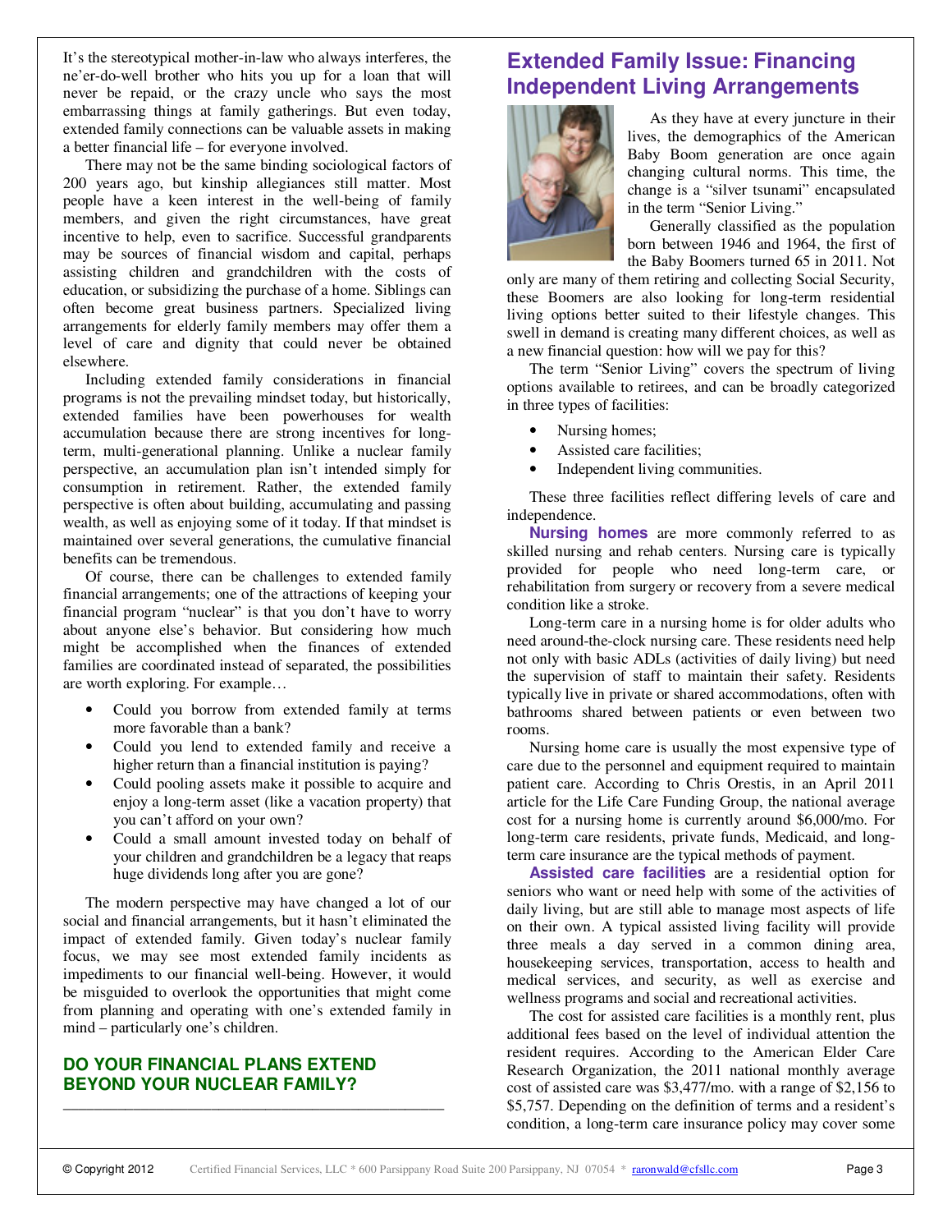It's the stereotypical mother-in-law who always interferes, the ne'er-do-well brother who hits you up for a loan that will never be repaid, or the crazy uncle who says the most embarrassing things at family gatherings. But even today, extended family connections can be valuable assets in making a better financial life – for everyone involved.

There may not be the same binding sociological factors of 200 years ago, but kinship allegiances still matter. Most people have a keen interest in the well-being of family members, and given the right circumstances, have great incentive to help, even to sacrifice. Successful grandparents may be sources of financial wisdom and capital, perhaps assisting children and grandchildren with the costs of education, or subsidizing the purchase of a home. Siblings can often become great business partners. Specialized living arrangements for elderly family members may offer them a level of care and dignity that could never be obtained elsewhere.

Including extended family considerations in financial programs is not the prevailing mindset today, but historically, extended families have been powerhouses for wealth accumulation because there are strong incentives for long-term, multi-generational planning. Unlike a nuclear family perspective, an accumulation plan isn't intended simply for consumption in retirement. Rather, the extended family perspective is often about building, accumulating and passing wealth, as well as enjoying some of it today. If that mindset is maintained over several generations, the cumulative financial benefits can be tremendous.

Of course, there can be challenges to extended family financial arrangements; one of the attractions of keeping your financial program "nuclear" is that you don't have to worry about anyone else's behavior. But considering how much might be accomplished when the finances of extended families are coordinated instead of separated, the possibilities are worth exploring. For example…

- Could you borrow from extended family at terms more favorable than a bank?
- Could you lend to extended family and receive a higher return than a financial institution is paying?
- Could pooling assets make it possible to acquire and enjoy a long-term asset (like a vacation property) that you can't afford on your own?
- Could a small amount invested today on behalf of your children and grandchildren be a legacy that reaps huge dividends long after you are gone?

The modern perspective may have changed a lot of our social and financial arrangements, but it hasn't eliminated the impact of extended family. Given today's nuclear family focus, we may see most extended family incidents as impediments to our financial well-being. However, it would be misguided to overlook the opportunities that might come from planning and operating with one's extended family in mind – particularly one's children.

**DO YOUR FINANCIAL PLANS EXTEND BEYOND YOUR NUCLEAR FAMILY?**

---

## Extended Family Issue: Financing Independent Living Arrangements

As they have at every juncture in their lives, the demographics of the American Baby Boom generation are once again changing cultural norms. This time, the change is a "silver tsunami" encapsulated in the term "Senior Living."

Generally classified as the population born between 1946 and 1964, the first of the Baby Boomers turned 65 in 2011. Not only are many of them retiring and collecting Social Security, these Boomers are also looking for long-term residential living options better suited to their lifestyle changes. This swell in demand is creating many different choices, as well as a new financial question: how will we pay for this?

The term "Senior Living" covers the spectrum of living options available to retirees, and can be broadly categorized in three types of facilities:

- Nursing homes;
- Assisted care facilities;
- Independent living communities.

These three facilities reflect differing levels of care and independence.

**Nursing homes** are more commonly referred to as skilled nursing and rehab centers. Nursing care is typically provided for people who need long-term care, or rehabilitation from surgery or recovery from a severe medical condition like a stroke.

Long-term care in a nursing home is for older adults who need around-the-clock nursing care. These residents need help not only with basic ADLs (activities of daily living) but need the supervision of staff to maintain their safety. Residents typically live in private or shared accommodations, often with bathrooms shared between patients or even between two rooms.

Nursing home care is usually the most expensive type of care due to the personnel and equipment required to maintain patient care. According to Chris Orestis, in an April 2011 article for the Life Care Funding Group, the national average cost for a nursing home is currently around $6,000/mo. For long-term care residents, private funds, Medicaid, and long-term care insurance are the typical methods of payment.

**Assisted care facilities** are a residential option for seniors who want or need help with some of the activities of daily living, but are still able to manage most aspects of life on their own. A typical assisted living facility will provide three meals a day served in a common dining area, housekeeping services, transportation, access to health and medical services, and security, as well as exercise and wellness programs and social and recreational activities.

The cost for assisted care facilities is a monthly rent, plus additional fees based on the level of individual attention the resident requires. According to the American Elder Care Research Organization, the 2011 national monthly average cost of assisted care was $3,477/mo. with a range of $2,156 to $5,757. Depending on the definition of terms and a resident's condition, a long-term care insurance policy may cover some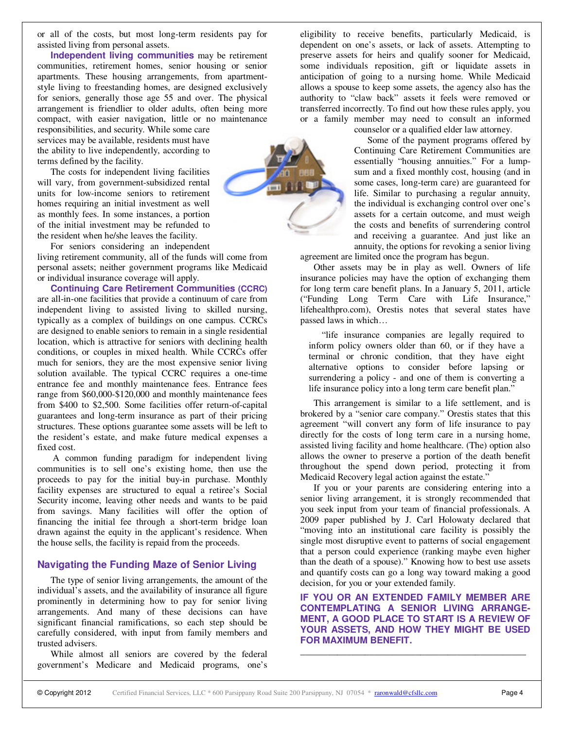or all of the costs, but most long-term residents pay for assisted living from personal assets.

**Independent living communities** may be retirement communities, retirement homes, senior housing or senior apartments. These housing arrangements, from apartment-style living to freestanding homes, are designed exclusively for seniors, generally those age 55 and over. The physical arrangement is friendlier to older adults, often being more compact, with easier navigation, little or no maintenance responsibilities, and security. While some care services may be available, residents must have the ability to live independently, according to terms defined by the facility.

The costs for independent living facilities will vary, from government-subsidized rental units for low-income seniors to retirement homes requiring an initial investment as well as monthly fees. In some instances, a portion of the initial investment may be refunded to the resident when he/she leaves the facility.

For seniors considering an independent living retirement community, all of the funds will come from personal assets; neither government programs like Medicaid or individual insurance coverage will apply.

**Continuing Care Retirement Communities (CCRC)** are all-in-one facilities that provide a continuum of care from independent living to assisted living to skilled nursing, typically as a complex of buildings on one campus. CCRCs are designed to enable seniors to remain in a single residential location, which is attractive for seniors with declining health conditions, or couples in mixed health. While CCRCs offer much for seniors, they are the most expensive senior living solution available. The typical CCRC requires a one-time entrance fee and monthly maintenance fees. Entrance fees range from $60,000-$120,000 and monthly maintenance fees from $400 to $2,500. Some facilities offer return-of-capital guarantees and long-term insurance as part of their pricing structures. These options guarantee some assets will be left to the resident's estate, and make future medical expenses a fixed cost.

A common funding paradigm for independent living communities is to sell one's existing home, then use the proceeds to pay for the initial buy-in purchase. Monthly facility expenses are structured to equal a retiree's Social Security income, leaving other needs and wants to be paid from savings. Many facilities will offer the option of financing the initial fee through a short-term bridge loan drawn against the equity in the applicant's residence. When the house sells, the facility is repaid from the proceeds.

## Navigating the Funding Maze of Senior Living

The type of senior living arrangements, the amount of the individual's assets, and the availability of insurance all figure prominently in determining how to pay for senior living arrangements. And many of these decisions can have significant financial ramifications, so each step should be carefully considered, with input from family members and trusted advisers.

While almost all seniors are covered by the federal government's Medicare and Medicaid programs, one's eligibility to receive benefits, particularly Medicaid, is dependent on one's assets, or lack of assets. Attempting to preserve assets for heirs and qualify sooner for Medicaid, some individuals reposition, gift or liquidate assets in anticipation of going to a nursing home. While Medicaid allows a spouse to keep some assets, the agency also has the authority to "claw back" assets it feels were removed or transferred incorrectly. To find out how these rules apply, you or a family member may need to consult an informed counselor or a qualified elder law attorney.

Some of the payment programs offered by Continuing Care Retirement Communities are essentially "housing annuities." For a lump-sum and a fixed monthly cost, housing (and in some cases, long-term care) are guaranteed for life. Similar to purchasing a regular annuity, the individual is exchanging control over one's assets for a certain outcome, and must weigh the costs and benefits of surrendering control and receiving a guarantee. And just like an annuity, the options for revoking a senior living agreement are limited once the program has begun.

Other assets may be in play as well. Owners of life insurance policies may have the option of exchanging them for long term care benefit plans. In a January 5, 2011, article ("Funding Long Term Care with Life Insurance," lifehealthpro.com), Orestis notes that several states have passed laws in which…

> "life insurance companies are legally required to inform policy owners older than 60, or if they have a terminal or chronic condition, that they have eight alternative options to consider before lapsing or surrendering a policy - and one of them is converting a life insurance policy into a long term care benefit plan."

This arrangement is similar to a life settlement, and is brokered by a "senior care company." Orestis states that this agreement "will convert any form of life insurance to pay directly for the costs of long term care in a nursing home, assisted living facility and home healthcare. (The) option also allows the owner to preserve a portion of the death benefit throughout the spend down period, protecting it from Medicaid Recovery legal action against the estate."

If you or your parents are considering entering into a senior living arrangement, it is strongly recommended that you seek input from your team of financial professionals. A 2009 paper published by J. Carl Holowaty declared that "moving into an institutional care facility is possibly the single most disruptive event to patterns of social engagement that a person could experience (ranking maybe even higher than the death of a spouse)." Knowing how to best use assets and quantify costs can go a long way toward making a good decision, for you or your extended family.

**IF YOU OR AN EXTENDED FAMILY MEMBER ARE CONTEMPLATING A SENIOR LIVING ARRANGEMENT, A GOOD PLACE TO START IS A REVIEW OF YOUR ASSETS, AND HOW THEY MIGHT BE USED FOR MAXIMUM BENEFIT.**

© Copyright 2012 Certified Financial Services, LLC * 600 Parsippany Road Suite 200 Parsippany, NJ 07054 * raronwald@cfsllc.com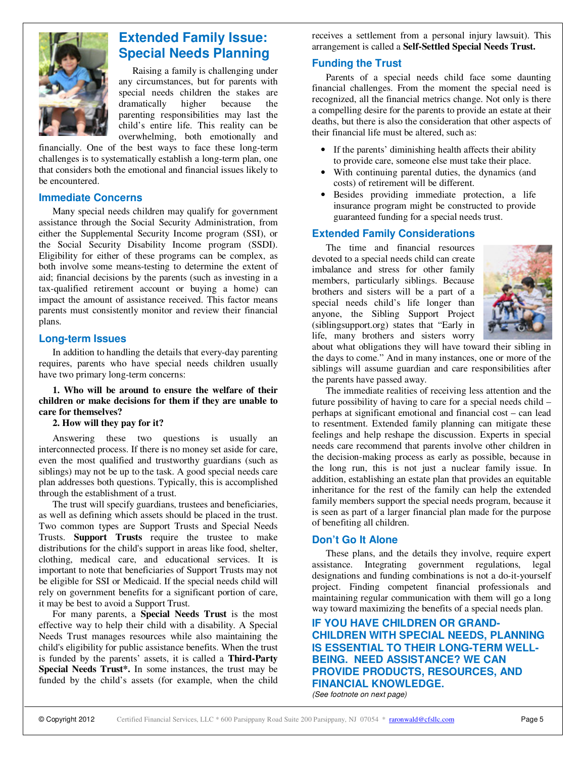# Extended Family Issue: Special Needs Planning

Raising a family is challenging under any circumstances, but for parents with special needs children the stakes are dramatically higher because the parenting responsibilities may last the child's entire life. This reality can be overwhelming, both emotionally and financially. One of the best ways to face these long-term challenges is to systematically establish a long-term plan, one that considers both the emotional and financial issues likely to be encountered.

## Immediate Concerns

Many special needs children may qualify for government assistance through the Social Security Administration, from either the Supplemental Security Income program (SSI), or the Social Security Disability Income program (SSDI). Eligibility for either of these programs can be complex, as both involve some means-testing to determine the extent of aid; financial decisions by the parents (such as investing in a tax-qualified retirement account or buying a home) can impact the amount of assistance received. This factor means parents must consistently monitor and review their financial plans.

## Long-term Issues

In addition to handling the details that every-day parenting requires, parents who have special needs children usually have two primary long-term concerns:

**1. Who will be around to ensure the welfare of their children or make decisions for them if they are unable to care for themselves?**

**2. How will they pay for it?**

Answering these two questions is usually an interconnected process. If there is no money set aside for care, even the most qualified and trustworthy guardians (such as siblings) may not be up to the task. A good special needs care plan addresses both questions. Typically, this is accomplished through the establishment of a trust.

The trust will specify guardians, trustees and beneficiaries, as well as defining which assets should be placed in the trust. Two common types are Support Trusts and Special Needs Trusts. **Support Trusts** require the trustee to make distributions for the child's support in areas like food, shelter, clothing, medical care, and educational services. It is important to note that beneficiaries of Support Trusts may not be eligible for SSI or Medicaid. If the special needs child will rely on government benefits for a significant portion of care, it may be best to avoid a Support Trust.

For many parents, a **Special Needs Trust** is the most effective way to help their child with a disability. A Special Needs Trust manages resources while also maintaining the child's eligibility for public assistance benefits. When the trust is funded by the parents' assets, it is called a **Third-Party Special Needs Trust\*.** In some instances, the trust may be funded by the child's assets (for example, when the child receives a settlement from a personal injury lawsuit). This arrangement is called a **Self-Settled Special Needs Trust.**

## Funding the Trust

Parents of a special needs child face some daunting financial challenges. From the moment the special need is recognized, all the financial metrics change. Not only is there a compelling desire for the parents to provide an estate at their deaths, but there is also the consideration that other aspects of their financial life must be altered, such as:

- If the parents' diminishing health affects their ability to provide care, someone else must take their place.
- With continuing parental duties, the dynamics (and costs) of retirement will be different.
- Besides providing immediate protection, a life insurance program might be constructed to provide guaranteed funding for a special needs trust.

## Extended Family Considerations

The time and financial resources devoted to a special needs child can create imbalance and stress for other family members, particularly siblings. Because brothers and sisters will be a part of a special needs child's life longer than anyone, the Sibling Support Project (siblingsupport.org) states that "Early in life, many brothers and sisters worry about what obligations they will have toward their sibling in the days to come." And in many instances, one or more of the siblings will assume guardian and care responsibilities after the parents have passed away.

The immediate realities of receiving less attention and the future possibility of having to care for a special needs child – perhaps at significant emotional and financial cost – can lead to resentment. Extended family planning can mitigate these feelings and help reshape the discussion. Experts in special needs care recommend that parents involve other children in the decision-making process as early as possible, because in the long run, this is not just a nuclear family issue. In addition, establishing an estate plan that provides an equitable inheritance for the rest of the family can help the extended family members support the special needs program, because it is seen as part of a larger financial plan made for the purpose of benefiting all children.

## Don't Go It Alone

These plans, and the details they involve, require expert assistance. Integrating government regulations, legal designations and funding combinations is not a do-it-yourself project. Finding competent financial professionals and maintaining regular communication with them will go a long way toward maximizing the benefits of a special needs plan.

**IF YOU HAVE CHILDREN OR GRAND-CHILDREN WITH SPECIAL NEEDS, PLANNING IS ESSENTIAL TO THEIR LONG-TERM WELL-BEING. NEED ASSISTANCE? WE CAN PROVIDE PRODUCTS, RESOURCES, AND FINANCIAL KNOWLEDGE.**

*(See footnote on next page)*

© Copyright 2012 Certified Financial Services, LLC * 600 Parsippany Road Suite 200 Parsippany, NJ 07054 * raronwald@cfsllc.com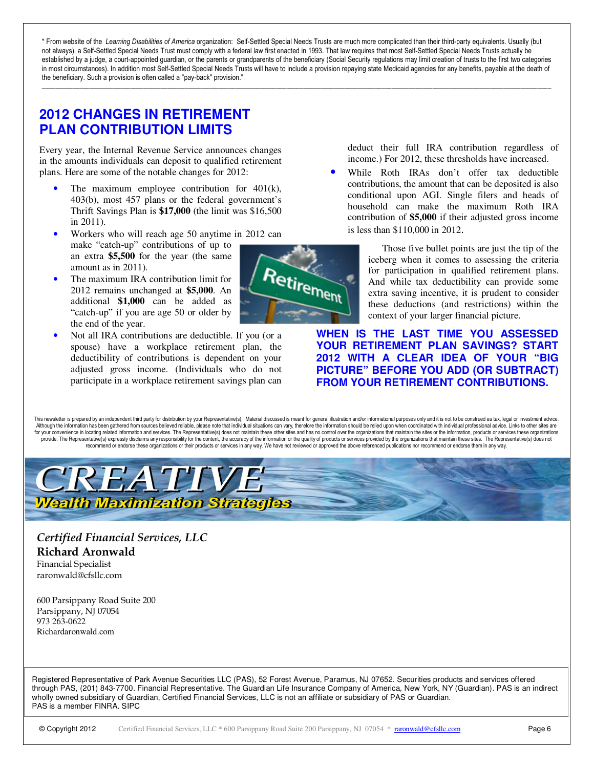* From website of the *Learning Disabilities of America* organization: Self-Settled Special Needs Trusts are much more complicated than their third-party equivalents. Usually (but not always), a Self-Settled Special Needs Trust must comply with a federal law first enacted in 1993. That law requires that most Self-Settled Special Needs Trusts actually be established by a judge, a court-appointed guardian, or the parents or grandparents of the beneficiary (Social Security regulations may limit creation of trusts to the first two categories in most circumstances). In addition most Self-Settled Special Needs Trusts will have to include a provision repaying state Medicaid agencies for any benefits, payable at the death of the beneficiary. Such a provision is often called a "pay-back" provision."

## 2012 CHANGES IN RETIREMENT PLAN CONTRIBUTION LIMITS

Every year, the Internal Revenue Service announces changes in the amounts individuals can deposit to qualified retirement plans. Here are some of the notable changes for 2012:

- The maximum employee contribution for 401(k), 403(b), most 457 plans or the federal government's Thrift Savings Plan is **$17,000** (the limit was $16,500 in 2011).
- Workers who will reach age 50 anytime in 2012 can make "catch-up" contributions of up to an extra **$5,500** for the year (the same amount as in 2011).
- The maximum IRA contribution limit for 2012 remains unchanged at **$5,000**. An additional **$1,000** can be added as "catch-up" if you are age 50 or older by the end of the year.
- Not all IRA contributions are deductible. If you (or a spouse) have a workplace retirement plan, the deductibility of contributions is dependent on your adjusted gross income. (Individuals who do not participate in a workplace retirement savings plan can deduct their full IRA contribution regardless of income.) For 2012, these thresholds have increased.
- While Roth IRAs don't offer tax deductible contributions, the amount that can be deposited is also conditional upon AGI. Single filers and heads of household can make the maximum Roth IRA contribution of **$5,000** if their adjusted gross income is less than $110,000 in 2012.

Those five bullet points are just the tip of the iceberg when it comes to assessing the criteria for participation in qualified retirement plans. And while tax deductibility can provide some extra saving incentive, it is prudent to consider these deductions (and restrictions) within the context of your larger financial picture.

**WHEN IS THE LAST TIME YOU ASSESSED YOUR RETIREMENT PLAN SAVINGS? START 2012 WITH A CLEAR IDEA OF YOUR "BIG PICTURE" BEFORE YOU ADD (OR SUBTRACT) FROM YOUR RETIREMENT CONTRIBUTIONS.**

This newsletter is prepared by an independent third party for distribution by your Representative(s). Material discussed is meant for general illustration and/or informational purposes only and it is not to be construed as tax, legal or investment advice. Although the information has been gathered from sources believed reliable, please note that individual situations can vary, therefore the information should be relied upon when coordinated with individual professional advice. Links to other sites are for your convenience in locating related information and services. The Representative(s) does not maintain these other sites and has no control over the organizations that maintain the sites or the information, products or services these organizations provide. The Representative(s) expressly disclaims any responsibility for the content, the accuracy of the information or the quality of products or services provided by the organizations that maintain these sites. The Representative(s) does not recommend or endorse these organizations or their products or services in any way. We have not reviewed or approved the above referenced publications nor recommend or endorse them in any way.

**CREATIVE**
***Wealth Maximization Strategies***

*Certified Financial Services, LLC*
**Richard Aronwald**
Financial Specialist
raronwald@cfsllc.com

600 Parsippany Road Suite 200
Parsippany, NJ 07054
973 263-0622
Richardaronwald.com

Registered Representative of Park Avenue Securities LLC (PAS), 52 Forest Avenue, Paramus, NJ 07652. Securities products and services offered through PAS, (201) 843-7700. Financial Representative. The Guardian Life Insurance Company of America, New York, NY (Guardian). PAS is an indirect wholly owned subsidiary of Guardian, Certified Financial Services, LLC is not an affiliate or subsidiary of PAS or Guardian.
PAS is a member FINRA, SIPC

© Copyright 2012 Certified Financial Services, LLC * 600 Parsippany Road Suite 200 Parsippany, NJ 07054 * raronwald@cfsllc.com